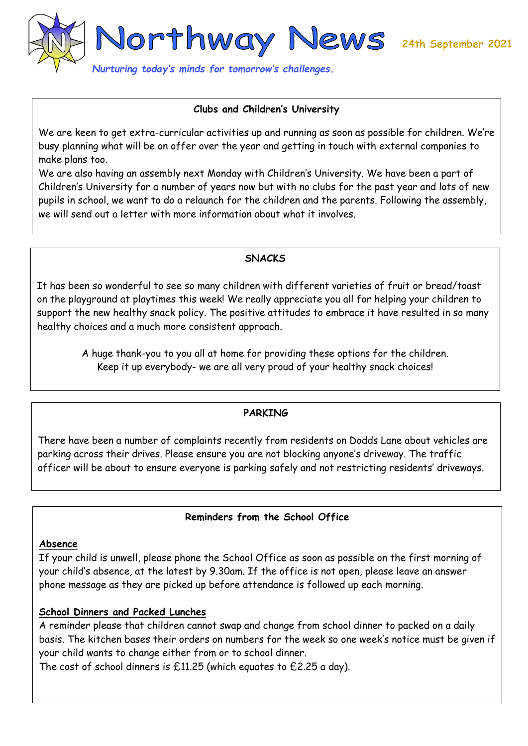# Northway News

24th September 2021

*Nurturing today's minds for tomorrow's challenges.*

## Clubs and Children's University

We are keen to get extra-curricular activities up and running as soon as possible for children. We're busy planning what will be on offer over the year and getting in touch with external companies to make plans too.

We are also having an assembly next Monday with Children's University. We have been a part of Children's University for a number of years now but with no clubs for the past year and lots of new pupils in school, we want to do a relaunch for the children and the parents. Following the assembly, we will send out a letter with more information about what it involves.

## SNACKS

It has been so wonderful to see so many children with different varieties of fruit or bread/toast on the playground at playtimes this week! We really appreciate you all for helping your children to support the new healthy snack policy. The positive attitudes to embrace it have resulted in so many healthy choices and a much more consistent approach.

A huge thank-you to you all at home for providing these options for the children.
Keep it up everybody- we are all very proud of your healthy snack choices!

## PARKING

There have been a number of complaints recently from residents on Dodds Lane about vehicles are parking across their drives. Please ensure you are not blocking anyone's driveway. The traffic officer will be about to ensure everyone is parking safely and not restricting residents' driveways.

## Reminders from the School Office

### Absence

If your child is unwell, please phone the School Office as soon as possible on the first morning of your child's absence, at the latest by 9.30am. If the office is not open, please leave an answer phone message as they are picked up before attendance is followed up each morning.

### School Dinners and Packed Lunches

A reminder please that children cannot swap and change from school dinner to packed on a daily basis. The kitchen bases their orders on numbers for the week so one week's notice must be given if your child wants to change either from or to school dinner.

The cost of school dinners is £11.25 (which equates to £2.25 a day).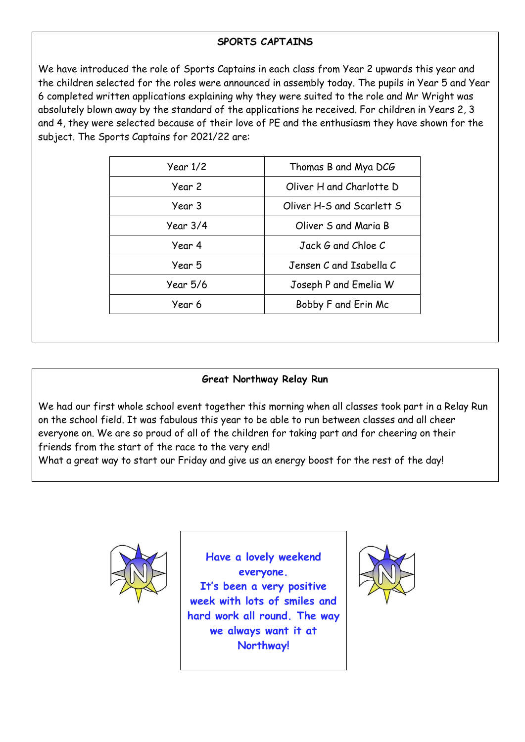## SPORTS CAPTAINS

We have introduced the role of Sports Captains in each class from Year 2 upwards this year and the children selected for the roles were announced in assembly today. The pupils in Year 5 and Year 6 completed written applications explaining why they were suited to the role and Mr Wright was absolutely blown away by the standard of the applications he received. For children in Years 2, 3 and 4, they were selected because of their love of PE and the enthusiasm they have shown for the subject. The Sports Captains for 2021/22 are:

| | |
|---|---|
| Year 1/2 | Thomas B and Mya DCG |
| Year 2 | Oliver H and Charlotte D |
| Year 3 | Oliver H-S and Scarlett S |
| Year 3/4 | Oliver S and Maria B |
| Year 4 | Jack G and Chloe C |
| Year 5 | Jensen C and Isabella C |
| Year 5/6 | Joseph P and Emelia W |
| Year 6 | Bobby F and Erin Mc |

## Great Northway Relay Run

We had our first whole school event together this morning when all classes took part in a Relay Run on the school field. It was fabulous this year to be able to run between classes and all cheer everyone on. We are so proud of all of the children for taking part and for cheering on their friends from the start of the race to the very end!

What a great way to start our Friday and give us an energy boost for the rest of the day!

**Have a lovely weekend everyone.**
**It's been a very positive week with lots of smiles and hard work all round. The way we always want it at Northway!**